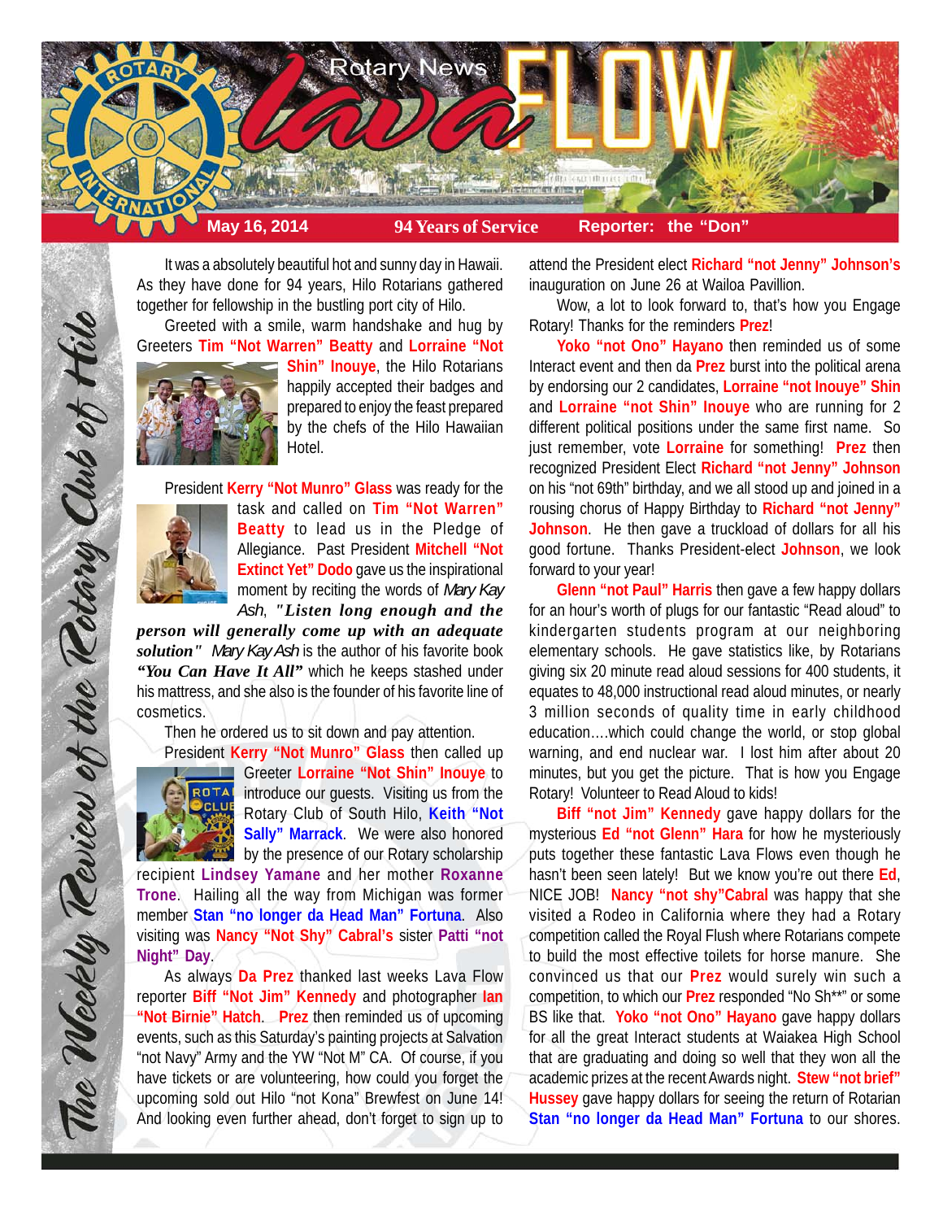# Rotary News lava FLOW

**May 16, 2014** **94 Years of Service** **Reporter: the "Don"**

*The Weekly Review of the Rotary Club of Hilo*

It was a absolutely beautiful hot and sunny day in Hawaii. As they have done for 94 years, Hilo Rotarians gathered together for fellowship in the bustling port city of Hilo.

Greeted with a smile, warm handshake and hug by Greeters **Tim "Not Warren" Beatty** and **Lorraine "Not Shin" Inouye**, the Hilo Rotarians happily accepted their badges and prepared to enjoy the feast prepared by the chefs of the Hilo Hawaiian Hotel.

President **Kerry "Not Munro" Glass** was ready for the task and called on **Tim "Not Warren" Beatty** to lead us in the Pledge of Allegiance. Past President **Mitchell "Not Extinct Yet" Dodo** gave us the inspirational moment by reciting the words of *Mary Kay Ash*, ***"Listen long enough and the person will generally come up with an adequate solution"*** *Mary Kay Ash* is the author of his favorite book ***"You Can Have It All"*** which he keeps stashed under his mattress, and she also is the founder of his favorite line of cosmetics.

Then he ordered us to sit down and pay attention.

President **Kerry "Not Munro" Glass** then called up Greeter **Lorraine "Not Shin" Inouye** to introduce our guests. Visiting us from the Rotary Club of South Hilo, **Keith "Not Sally" Marrack**. We were also honored by the presence of our Rotary scholarship recipient **Lindsey Yamane** and her mother **Roxanne Trone**. Hailing all the way from Michigan was former member **Stan "no longer da Head Man" Fortuna**. Also visiting was **Nancy "Not Shy" Cabral's** sister **Patti "not Night" Day**.

As always **Da Prez** thanked last weeks Lava Flow reporter **Biff "Not Jim" Kennedy** and photographer **Ian "Not Birnie" Hatch**. **Prez** then reminded us of upcoming events, such as this Saturday's painting projects at Salvation "not Navy" Army and the YW "Not M" CA. Of course, if you have tickets or are volunteering, how could you forget the upcoming sold out Hilo "not Kona" Brewfest on June 14! And looking even further ahead, don't forget to sign up to attend the President elect **Richard "not Jenny" Johnson's** inauguration on June 26 at Wailoa Pavillion.

Wow, a lot to look forward to, that's how you Engage Rotary! Thanks for the reminders **Prez**!

**Yoko "not Ono" Hayano** then reminded us of some Interact event and then da **Prez** burst into the political arena by endorsing our 2 candidates, **Lorraine "not Inouye" Shin** and **Lorraine "not Shin" Inouye** who are running for 2 different political positions under the same first name. So just remember, vote **Lorraine** for something! **Prez** then recognized President Elect **Richard "not Jenny" Johnson** on his "not 69th" birthday, and we all stood up and joined in a rousing chorus of Happy Birthday to **Richard "not Jenny" Johnson**. He then gave a truckload of dollars for all his good fortune. Thanks President-elect **Johnson**, we look forward to your year!

**Glenn "not Paul" Harris** then gave a few happy dollars for an hour's worth of plugs for our fantastic "Read aloud" to kindergarten students program at our neighboring elementary schools. He gave statistics like, by Rotarians giving six 20 minute read aloud sessions for 400 students, it equates to 48,000 instructional read aloud minutes, or nearly 3 million seconds of quality time in early childhood education….which could change the world, or stop global warning, and end nuclear war. I lost him after about 20 minutes, but you get the picture. That is how you Engage Rotary! Volunteer to Read Aloud to kids!

**Biff "not Jim" Kennedy** gave happy dollars for the mysterious **Ed "not Glenn" Hara** for how he mysteriously puts together these fantastic Lava Flows even though he hasn't been seen lately! But we know you're out there **Ed**, NICE JOB! **Nancy "not shy"Cabral** was happy that she visited a Rodeo in California where they had a Rotary competition called the Royal Flush where Rotarians compete to build the most effective toilets for horse manure. She convinced us that our **Prez** would surely win such a competition, to which our **Prez** responded "No Sh**" or some BS like that. **Yoko "not Ono" Hayano** gave happy dollars for all the great Interact students at Waiakea High School that are graduating and doing so well that they won all the academic prizes at the recent Awards night. **Stew "not brief" Hussey** gave happy dollars for seeing the return of Rotarian **Stan "no longer da Head Man" Fortuna** to our shores.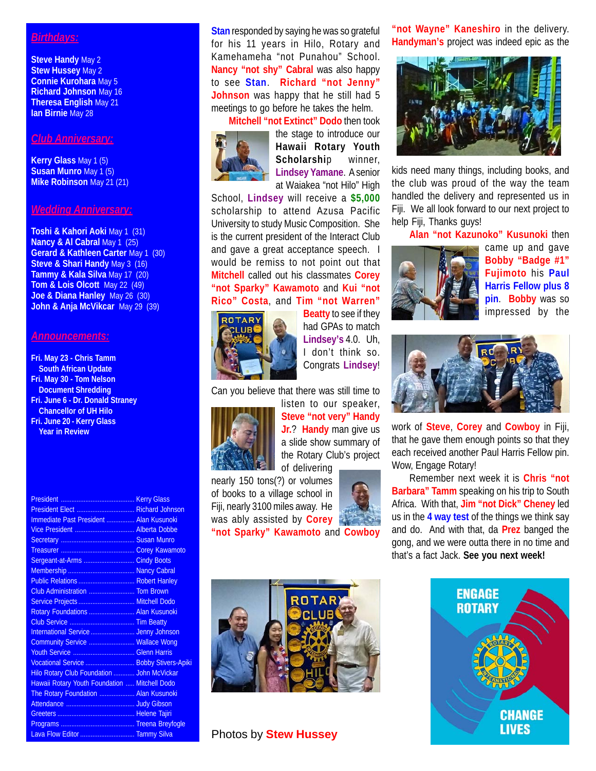## Birthdays:

**Steve Handy** May 2
**Stew Hussey** May 2
**Connie Kurohara** May 5
**Richard Johnson** May 16
**Theresa English** May 21
**Ian Birnie** May 28

## Club Anniversary:

**Kerry Glass** May 1 (5)
**Susan Munro** May 1 (5)
**Mike Robinson** May 21 (21)

## Wedding Anniversary:

**Toshi & Kahori Aoki** May 1 (31)
**Nancy & Al Cabral** May 1 (25)
**Gerard & Kathleen Carter** May 1 (30)
**Steve & Shari Handy** May 3 (16)
**Tammy & Kala Silva** May 17 (20)
**Tom & Lois Olcott** May 22 (49)
**Joe & Diana Hanley** May 26 (30)
**John & Anja McVikcar** May 29 (39)

## Announcements:

**Fri. May 23 - Chris Tamm**
**South African Update**
**Fri. May 30 - Tom Nelson**
**Document Shredding**
**Fri. June 6 - Dr. Donald Straney**
**Chancellor of UH Hilo**
**Fri. June 20 - Kerry Glass**
**Year in Review**

| | |
|---|---|
| President | Kerry Glass |
| President Elect | Richard Johnson |
| Immediate Past President | Alan Kusunoki |
| Vice President | Alberta Dobbe |
| Secretary | Susan Munro |
| Treasurer | Corey Kawamoto |
| Sergeant-at-Arms | Cindy Boots |
| Membership | Nancy Cabral |
| Public Relations | Robert Hanley |
| Club Administration | Tom Brown |
| Service Projects | Mitchell Dodo |
| Rotary Foundations | Alan Kusunoki |
| Club Service | Tim Beatty |
| International Service | Jenny Johnson |
| Community Service | Wallace Wong |
| Youth Service | Glenn Harris |
| Vocational Service | Bobby Stivers-Apiki |
| Hilo Rotary Club Foundation | John McVickar |
| Hawaii Rotary Youth Foundation | Mitchell Dodo |
| The Rotary Foundation | Alan Kusunoki |
| Attendance | Judy Gibson |
| Greeters | Helene Tajiri |
| Programs | Treena Breyfogle |
| Lava Flow Editor | Tammy Silva |

**Stan** responded by saying he was so grateful for his 11 years in Hilo, Rotary and Kamehameha "not Punahou" School. **Nancy "not shy" Cabral** was also happy to see **Stan**. **Richard "not Jenny" Johnson** was happy that he still had 5 meetings to go before he takes the helm.

**Mitchell "not Extinct" Dodo** then took the stage to introduce our **Hawaii Rotary Youth Scholarship** winner, **Lindsey Yamane**. A senior at Waiakea "not Hilo" High School, **Lindsey** will receive a **$5,000** scholarship to attend Azusa Pacific University to study Music Composition. She is the current president of the Interact Club and gave a great acceptance speech. I would be remiss to not point out that **Mitchell** called out his classmates **Corey "not Sparky" Kawamoto** and **Kui "not Rico" Costa**, and **Tim "not Warren" Beatty** to see if they had GPAs to match **Lindsey's** 4.0. Uh, I don't think so. Congrats **Lindsey**!

Can you believe that there was still time to listen to our speaker, **Steve "not very" Handy Jr.**? **Handy** man give us a slide show summary of the Rotary Club's project of delivering nearly 150 tons(?) or volumes of books to a village school in Fiji, nearly 3100 miles away. He was ably assisted by **Corey "not Sparky" Kawamoto** and **Cowboy "not Wayne" Kaneshiro** in the delivery. **Handyman's** project was indeed epic as the kids need many things, including books, and the club was proud of the way the team handled the delivery and represented us in Fiji. We all look forward to our next project to help Fiji, Thanks guys!

**Alan "not Kazunoko" Kusunoki** then came up and gave **Bobby "Badge #1" Fujimoto** his **Paul Harris Fellow plus 8 pin**. **Bobby** was so impressed by the work of **Steve**, **Corey** and **Cowboy** in Fiji, that he gave them enough points so that they each received another Paul Harris Fellow pin. Wow, Engage Rotary!

Remember next week it is **Chris "not Barbara" Tamm** speaking on his trip to South Africa. With that, **Jim "not Dick" Cheney** led us in the **4 way test** of the things we think say and do. And with that, da **Prez** banged the gong, and we were outta there in no time and that's a fact Jack. **See you next week!**

Photos by **Stew Hussey**

ENGAGE ROTARY
CHANGE LIVES